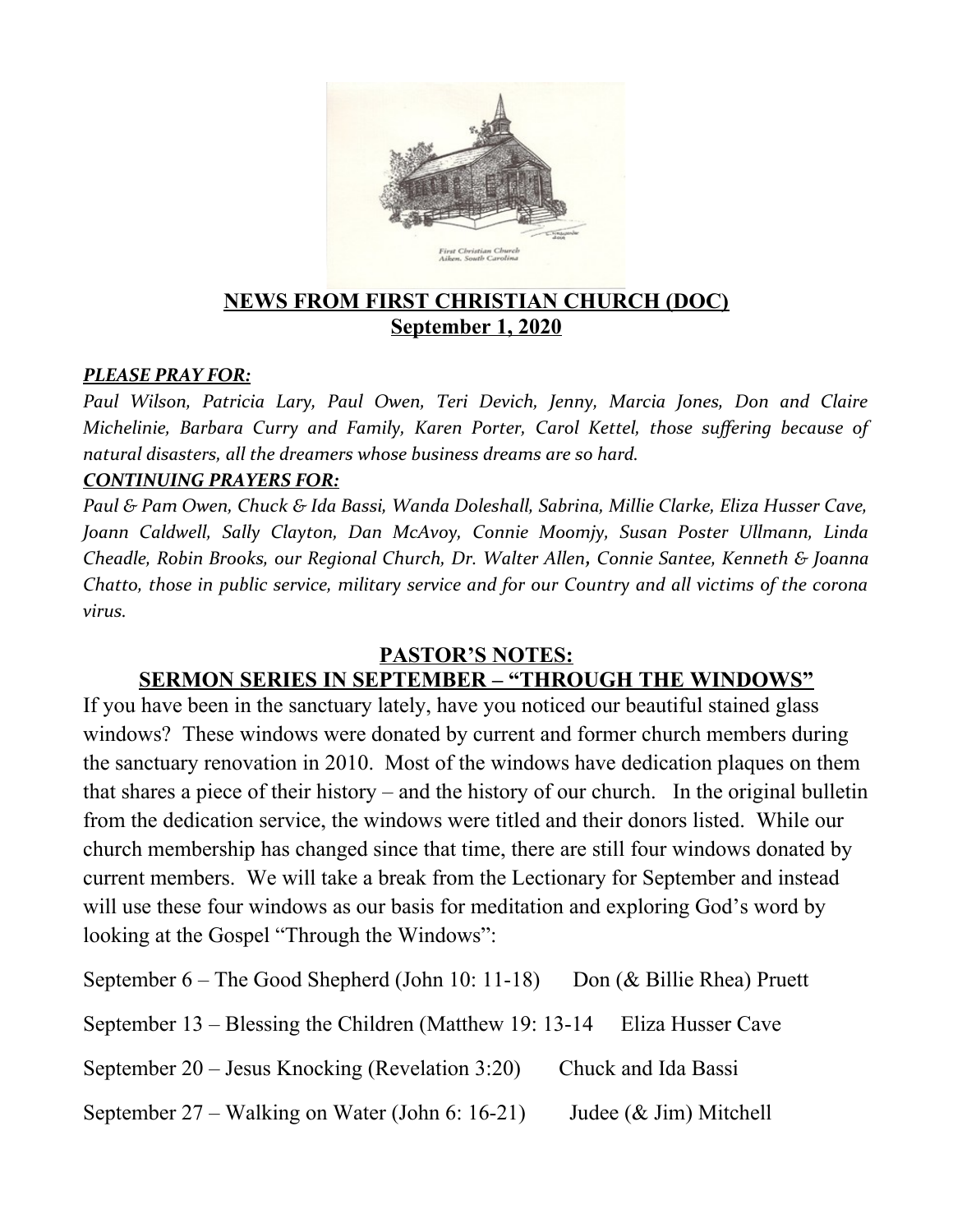## NEWS FROM FIRST CHRISTIAN CHURCH (DOC)
## September 1, 2020

***PLEASE PRAY FOR:***

*Paul Wilson, Patricia Lary, Paul Owen, Teri Devich, Jenny, Marcia Jones, Don and Claire Michelinie, Barbara Curry and Family, Karen Porter, Carol Kettel, those suffering because of natural disasters, all the dreamers whose business dreams are so hard.*

***CONTINUING PRAYERS FOR:***

*Paul & Pam Owen, Chuck & Ida Bassi, Wanda Doleshall, Sabrina, Millie Clarke, Eliza Husser Cave, Joann Caldwell, Sally Clayton, Dan McAvoy, Connie Moomjy, Susan Poster Ullmann, Linda Cheadle, Robin Brooks, our Regional Church, Dr. Walter Allen, Connie Santee, Kenneth & Joanna Chatto, those in public service, military service and for our Country and all victims of the corona virus.*

## PASTOR'S NOTES:
## SERMON SERIES IN SEPTEMBER – "THROUGH THE WINDOWS"

If you have been in the sanctuary lately, have you noticed our beautiful stained glass windows? These windows were donated by current and former church members during the sanctuary renovation in 2010. Most of the windows have dedication plaques on them that shares a piece of their history – and the history of our church. In the original bulletin from the dedication service, the windows were titled and their donors listed. While our church membership has changed since that time, there are still four windows donated by current members. We will take a break from the Lectionary for September and instead will use these four windows as our basis for meditation and exploring God's word by looking at the Gospel "Through the Windows":

September 6 – The Good Shepherd (John 10: 11-18) Don (& Billie Rhea) Pruett

September 13 – Blessing the Children (Matthew 19: 13-14 Eliza Husser Cave

September 20 – Jesus Knocking (Revelation 3:20) Chuck and Ida Bassi

September 27 – Walking on Water (John 6: 16-21) Judee (& Jim) Mitchell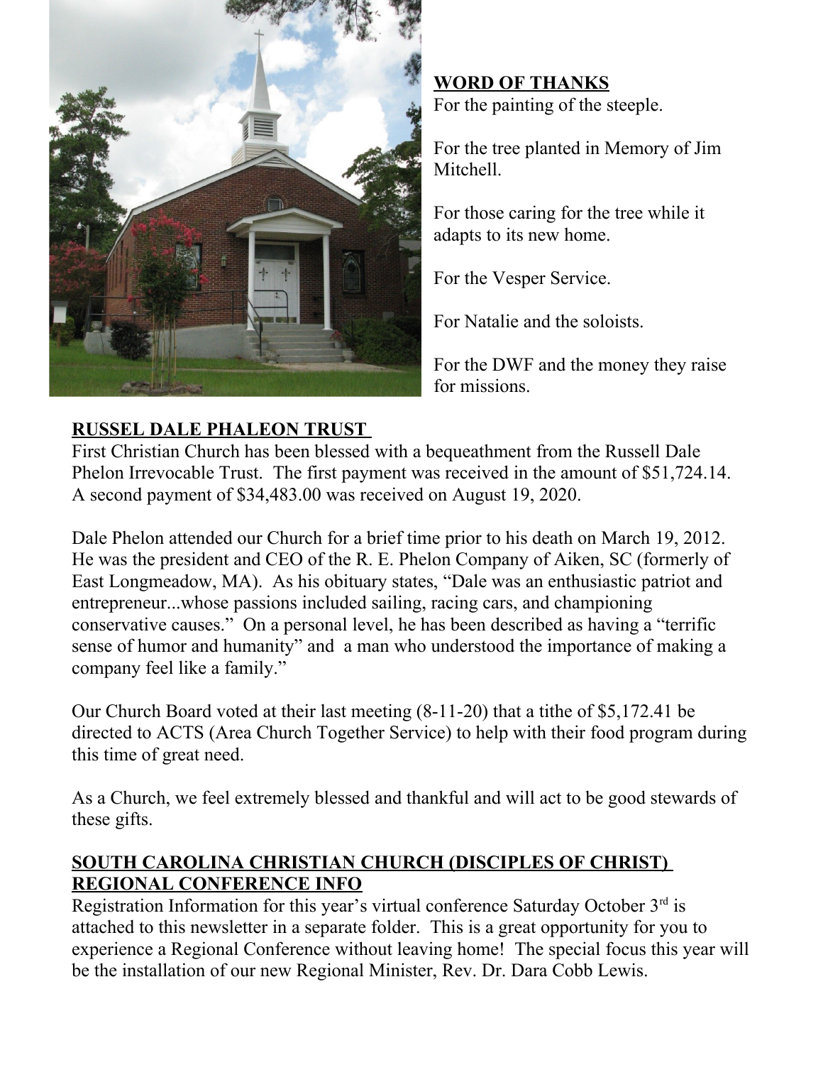## WORD OF THANKS

For the painting of the steeple.

For the tree planted in Memory of Jim Mitchell.

For those caring for the tree while it adapts to its new home.

For the Vesper Service.

For Natalie and the soloists.

For the DWF and the money they raise for missions.

## RUSSEL DALE PHALEON TRUST

First Christian Church has been blessed with a bequeathment from the Russell Dale Phelon Irrevocable Trust. The first payment was received in the amount of $51,724.14. A second payment of $34,483.00 was received on August 19, 2020.

Dale Phelon attended our Church for a brief time prior to his death on March 19, 2012. He was the president and CEO of the R. E. Phelon Company of Aiken, SC (formerly of East Longmeadow, MA). As his obituary states, "Dale was an enthusiastic patriot and entrepreneur...whose passions included sailing, racing cars, and championing conservative causes." On a personal level, he has been described as having a "terrific sense of humor and humanity" and a man who understood the importance of making a company feel like a family."

Our Church Board voted at their last meeting (8-11-20) that a tithe of $5,172.41 be directed to ACTS (Area Church Together Service) to help with their food program during this time of great need.

As a Church, we feel extremely blessed and thankful and will act to be good stewards of these gifts.

## SOUTH CAROLINA CHRISTIAN CHURCH (DISCIPLES OF CHRIST) REGIONAL CONFERENCE INFO

Registration Information for this year's virtual conference Saturday October 3rd is attached to this newsletter in a separate folder. This is a great opportunity for you to experience a Regional Conference without leaving home! The special focus this year will be the installation of our new Regional Minister, Rev. Dr. Dara Cobb Lewis.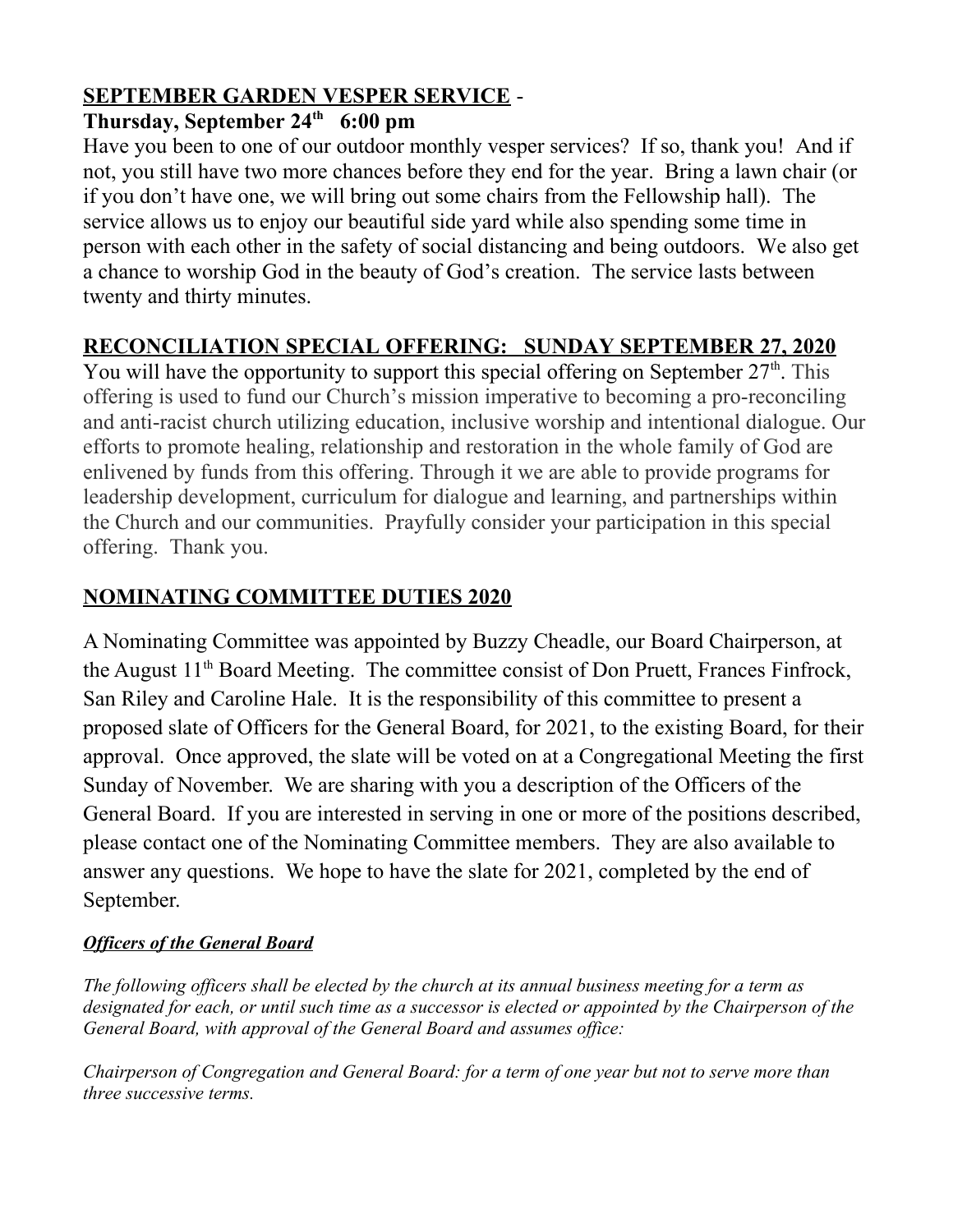**<u>SEPTEMBER GARDEN VESPER SERVICE</u>** -

**Thursday, September 24th 6:00 pm**

Have you been to one of our outdoor monthly vesper services? If so, thank you! And if not, you still have two more chances before they end for the year. Bring a lawn chair (or if you don't have one, we will bring out some chairs from the Fellowship hall). The service allows us to enjoy our beautiful side yard while also spending some time in person with each other in the safety of social distancing and being outdoors. We also get a chance to worship God in the beauty of God's creation. The service lasts between twenty and thirty minutes.

**<u>RECONCILIATION SPECIAL OFFERING: SUNDAY SEPTEMBER 27, 2020</u>**

You will have the opportunity to support this special offering on September 27th. This offering is used to fund our Church's mission imperative to becoming a pro-reconciling and anti-racist church utilizing education, inclusive worship and intentional dialogue. Our efforts to promote healing, relationship and restoration in the whole family of God are enlivened by funds from this offering. Through it we are able to provide programs for leadership development, curriculum for dialogue and learning, and partnerships within the Church and our communities. Prayfully consider your participation in this special offering. Thank you.

**<u>NOMINATING COMMITTEE DUTIES 2020</u>**

A Nominating Committee was appointed by Buzzy Cheadle, our Board Chairperson, at the August 11th Board Meeting. The committee consist of Don Pruett, Frances Finfrock, San Riley and Caroline Hale. It is the responsibility of this committee to present a proposed slate of Officers for the General Board, for 2021, to the existing Board, for their approval. Once approved, the slate will be voted on at a Congregational Meeting the first Sunday of November. We are sharing with you a description of the Officers of the General Board. If you are interested in serving in one or more of the positions described, please contact one of the Nominating Committee members. They are also available to answer any questions. We hope to have the slate for 2021, completed by the end of September.

***<u>Officers of the General Board</u>***

*The following officers shall be elected by the church at its annual business meeting for a term as designated for each, or until such time as a successor is elected or appointed by the Chairperson of the General Board, with approval of the General Board and assumes office:*

*Chairperson of Congregation and General Board: for a term of one year but not to serve more than three successive terms.*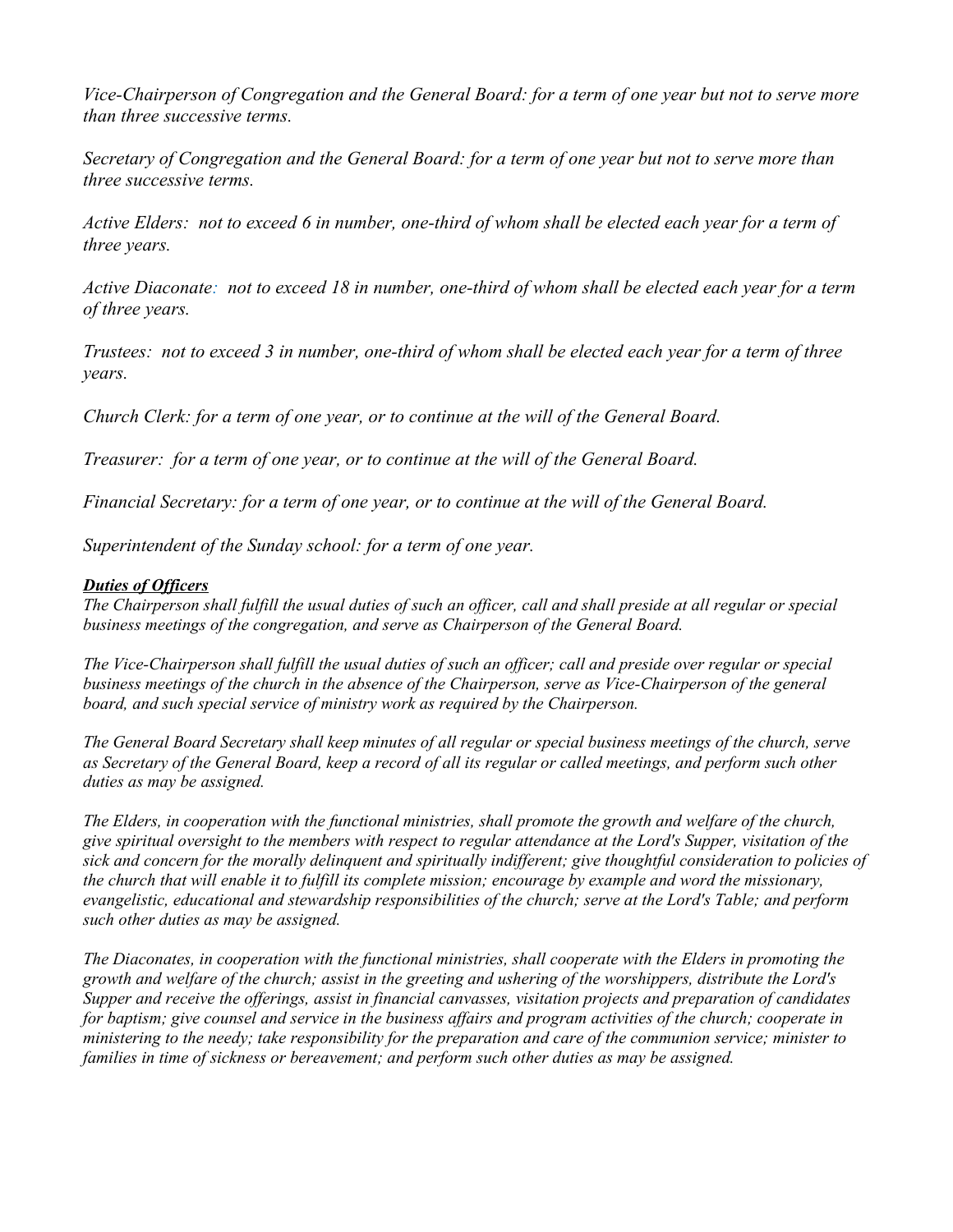*Vice-Chairperson of Congregation and the General Board: for a term of one year but not to serve more than three successive terms.*

*Secretary of Congregation and the General Board: for a term of one year but not to serve more than three successive terms.*

*Active Elders: not to exceed 6 in number, one-third of whom shall be elected each year for a term of three years.*

*Active Diaconate: not to exceed 18 in number, one-third of whom shall be elected each year for a term of three years.*

*Trustees: not to exceed 3 in number, one-third of whom shall be elected each year for a term of three years.*

*Church Clerk: for a term of one year, or to continue at the will of the General Board.*

*Treasurer: for a term of one year, or to continue at the will of the General Board.*

*Financial Secretary: for a term of one year, or to continue at the will of the General Board.*

*Superintendent of the Sunday school: for a term of one year.*

***Duties of Officers***

*The Chairperson shall fulfill the usual duties of such an officer, call and shall preside at all regular or special business meetings of the congregation, and serve as Chairperson of the General Board.*

*The Vice-Chairperson shall fulfill the usual duties of such an officer; call and preside over regular or special business meetings of the church in the absence of the Chairperson, serve as Vice-Chairperson of the general board, and such special service of ministry work as required by the Chairperson.*

*The General Board Secretary shall keep minutes of all regular or special business meetings of the church, serve as Secretary of the General Board, keep a record of all its regular or called meetings, and perform such other duties as may be assigned.*

*The Elders, in cooperation with the functional ministries, shall promote the growth and welfare of the church, give spiritual oversight to the members with respect to regular attendance at the Lord's Supper, visitation of the sick and concern for the morally delinquent and spiritually indifferent; give thoughtful consideration to policies of the church that will enable it to fulfill its complete mission; encourage by example and word the missionary, evangelistic, educational and stewardship responsibilities of the church; serve at the Lord's Table; and perform such other duties as may be assigned.*

*The Diaconates, in cooperation with the functional ministries, shall cooperate with the Elders in promoting the growth and welfare of the church; assist in the greeting and ushering of the worshippers, distribute the Lord's Supper and receive the offerings, assist in financial canvasses, visitation projects and preparation of candidates for baptism; give counsel and service in the business affairs and program activities of the church; cooperate in ministering to the needy; take responsibility for the preparation and care of the communion service; minister to families in time of sickness or bereavement; and perform such other duties as may be assigned.*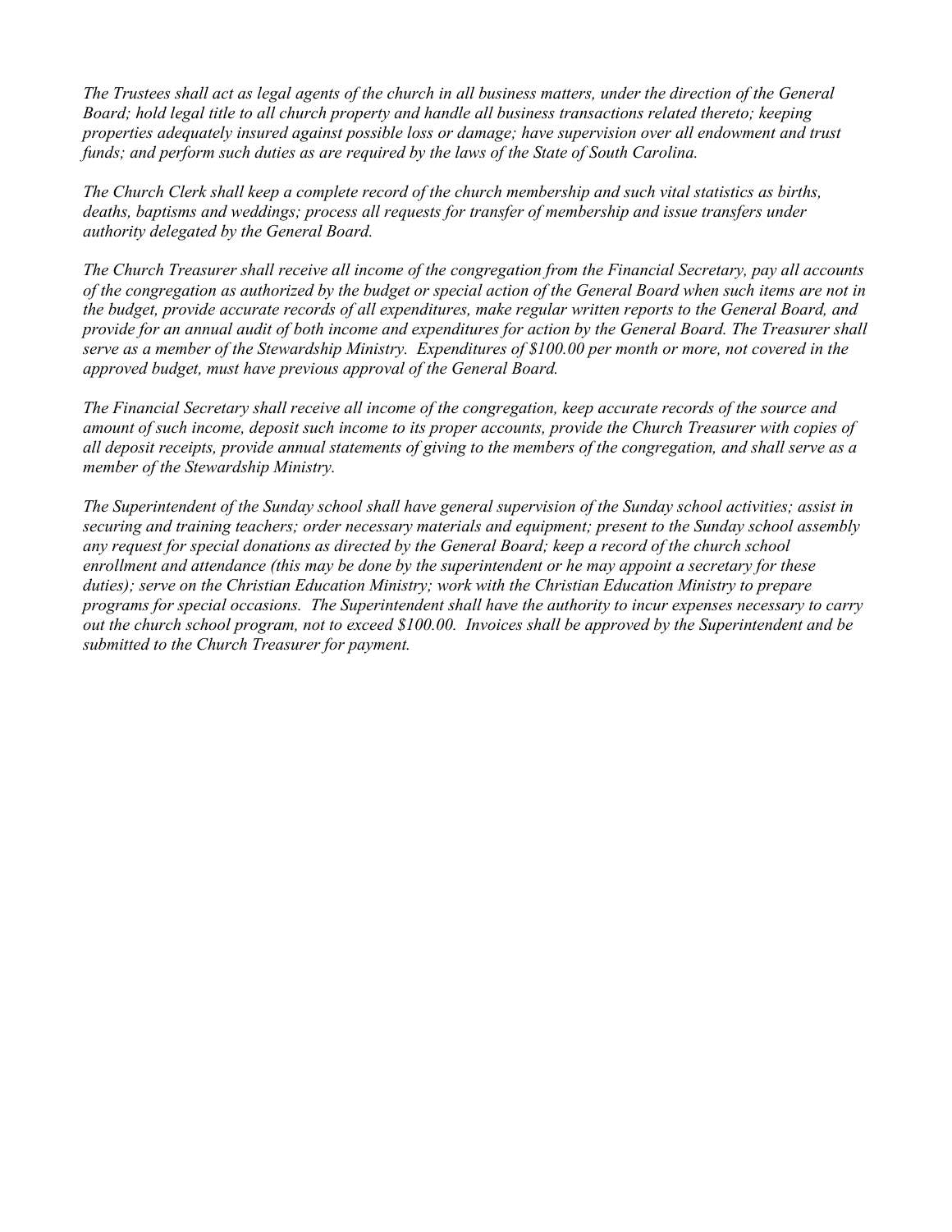*The Trustees shall act as legal agents of the church in all business matters, under the direction of the General Board; hold legal title to all church property and handle all business transactions related thereto; keeping properties adequately insured against possible loss or damage; have supervision over all endowment and trust funds; and perform such duties as are required by the laws of the State of South Carolina.*

*The Church Clerk shall keep a complete record of the church membership and such vital statistics as births, deaths, baptisms and weddings; process all requests for transfer of membership and issue transfers under authority delegated by the General Board.*

*The Church Treasurer shall receive all income of the congregation from the Financial Secretary, pay all accounts of the congregation as authorized by the budget or special action of the General Board when such items are not in the budget, provide accurate records of all expenditures, make regular written reports to the General Board, and provide for an annual audit of both income and expenditures for action by the General Board. The Treasurer shall serve as a member of the Stewardship Ministry. Expenditures of $100.00 per month or more, not covered in the approved budget, must have previous approval of the General Board.*

*The Financial Secretary shall receive all income of the congregation, keep accurate records of the source and amount of such income, deposit such income to its proper accounts, provide the Church Treasurer with copies of all deposit receipts, provide annual statements of giving to the members of the congregation, and shall serve as a member of the Stewardship Ministry.*

*The Superintendent of the Sunday school shall have general supervision of the Sunday school activities; assist in securing and training teachers; order necessary materials and equipment; present to the Sunday school assembly any request for special donations as directed by the General Board; keep a record of the church school enrollment and attendance (this may be done by the superintendent or he may appoint a secretary for these duties); serve on the Christian Education Ministry; work with the Christian Education Ministry to prepare programs for special occasions. The Superintendent shall have the authority to incur expenses necessary to carry out the church school program, not to exceed $100.00. Invoices shall be approved by the Superintendent and be submitted to the Church Treasurer for payment.*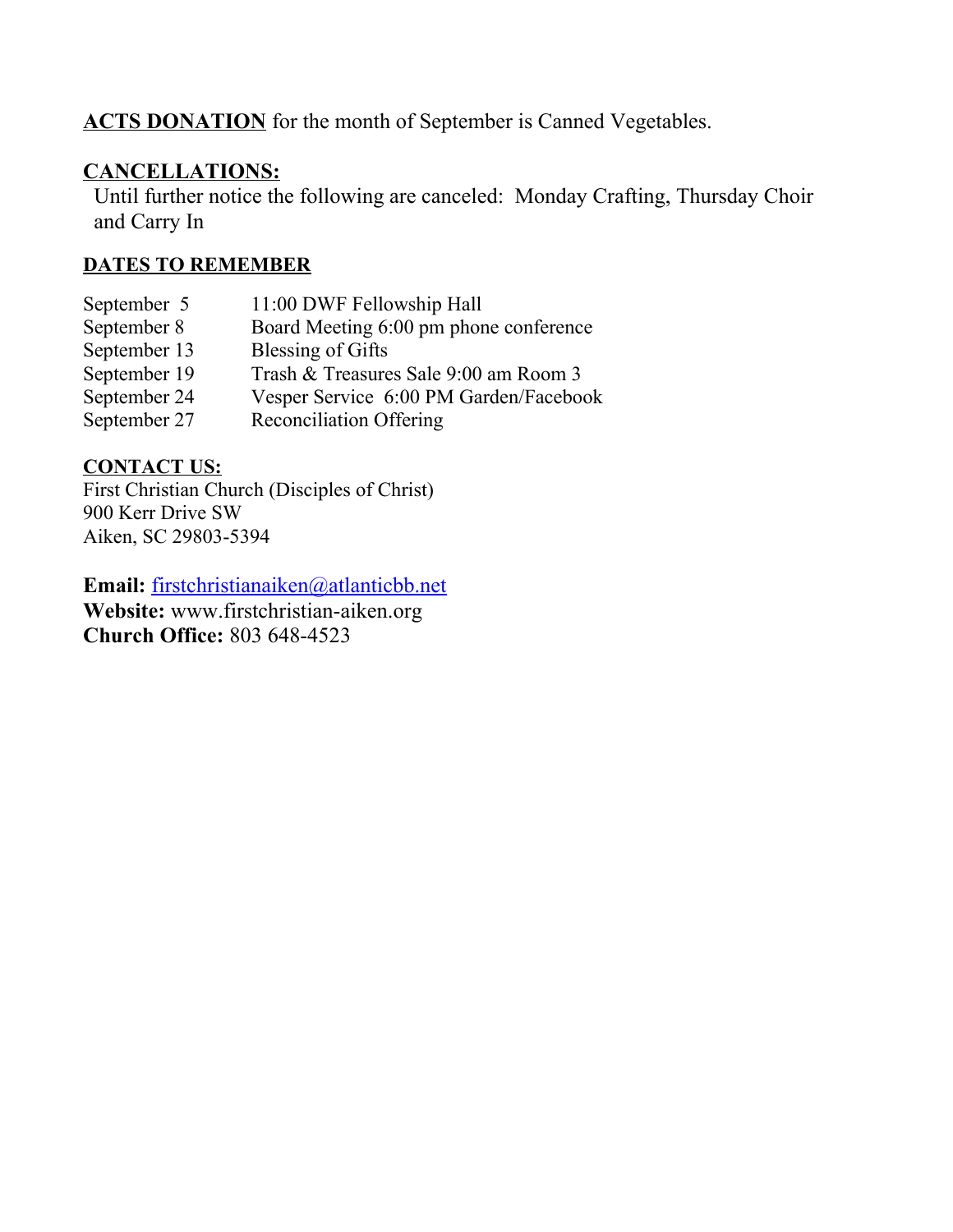**ACTS DONATION** for the month of September is Canned Vegetables.

**CANCELLATIONS:**

Until further notice the following are canceled: Monday Crafting, Thursday Choir and Carry In

**DATES TO REMEMBER**

| | |
|---|---|
| September 5 | 11:00 DWF Fellowship Hall |
| September 8 | Board Meeting 6:00 pm phone conference |
| September 13 | Blessing of Gifts |
| September 19 | Trash & Treasures Sale 9:00 am Room 3 |
| September 24 | Vesper Service 6:00 PM Garden/Facebook |
| September 27 | Reconciliation Offering |

**CONTACT US:**

First Christian Church (Disciples of Christ)
900 Kerr Drive SW
Aiken, SC 29803-5394

**Email:** firstchristianaiken@atlanticbb.net
**Website:** www.firstchristian-aiken.org
**Church Office:** 803 648-4523